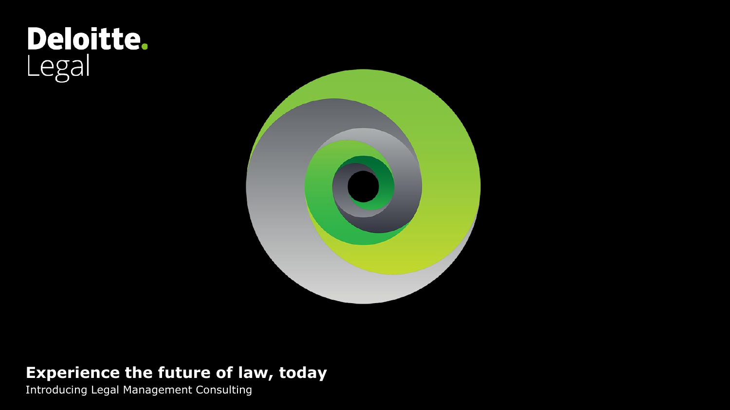Deloitte.
Legal

# Experience the future of law, today

Introducing Legal Management Consulting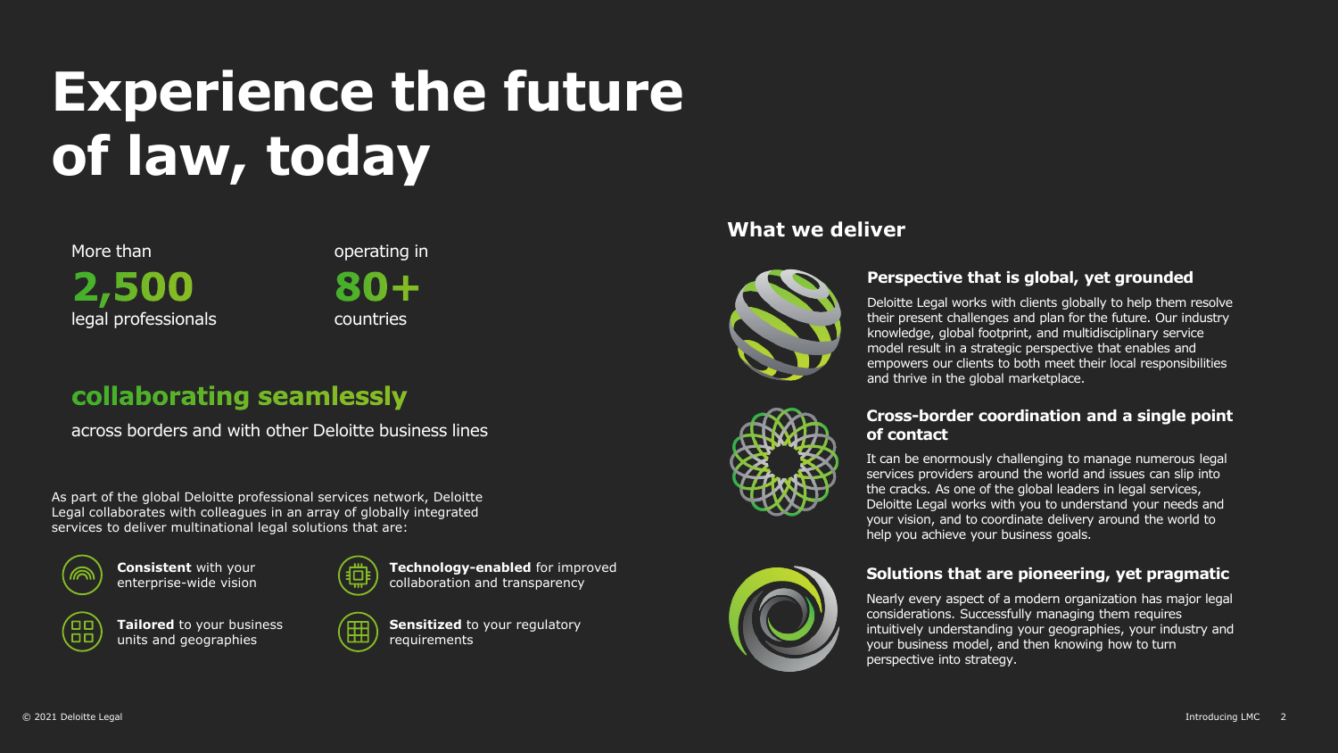# Experience the future of law, today

More than
**2,500**
legal professionals

operating in
**80+**
countries

## collaborating seamlessly

across borders and with other Deloitte business lines

As part of the global Deloitte professional services network, Deloitte Legal collaborates with colleagues in an array of globally integrated services to deliver multinational legal solutions that are:

- **Consistent** with your enterprise-wide vision
- **Technology-enabled** for improved collaboration and transparency
- **Tailored** to your business units and geographies
- **Sensitized** to your regulatory requirements

## What we deliver

### Perspective that is global, yet grounded

Deloitte Legal works with clients globally to help them resolve their present challenges and plan for the future. Our industry knowledge, global footprint, and multidisciplinary service model result in a strategic perspective that enables and empowers our clients to both meet their local responsibilities and thrive in the global marketplace.

### Cross-border coordination and a single point of contact

It can be enormously challenging to manage numerous legal services providers around the world and issues can slip into the cracks. As one of the global leaders in legal services, Deloitte Legal works with you to understand your needs and your vision, and to coordinate delivery around the world to help you achieve your business goals.

### Solutions that are pioneering, yet pragmatic

Nearly every aspect of a modern organization has major legal considerations. Successfully managing them requires intuitively understanding your geographies, your industry and your business model, and then knowing how to turn perspective into strategy.

© 2021 Deloitte Legal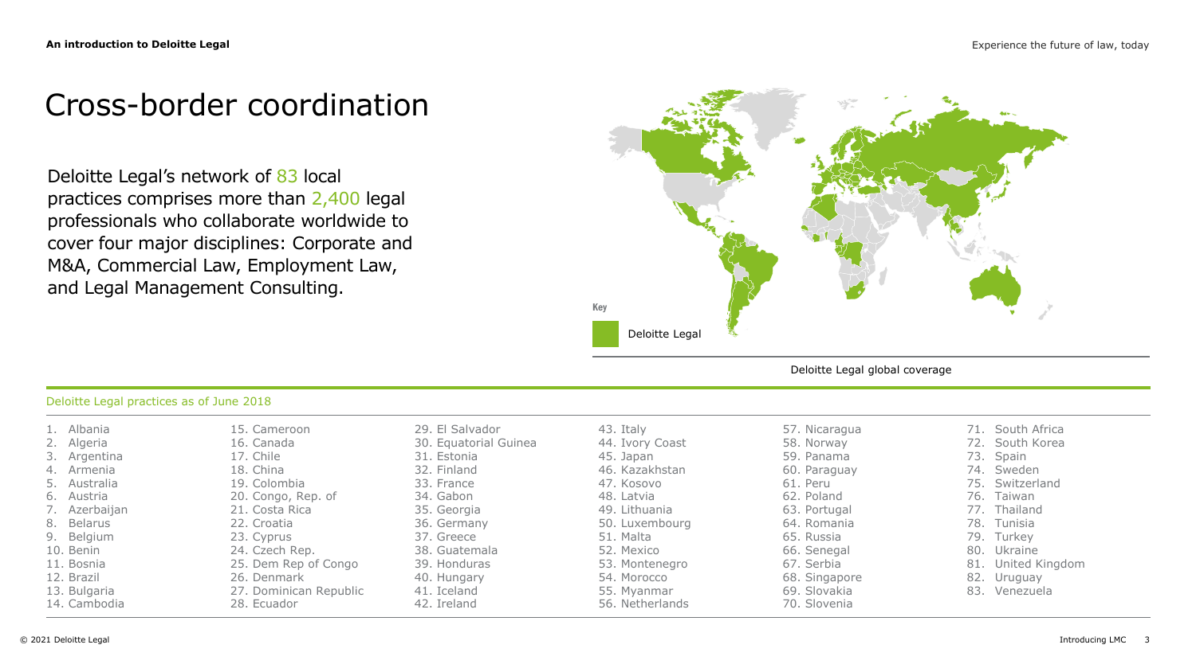# Cross-border coordination

Deloitte Legal's network of 83 local practices comprises more than 2,400 legal professionals who collaborate worldwide to cover four major disciplines: Corporate and M&A, Commercial Law, Employment Law, and Legal Management Consulting.

Key

Deloitte Legal

Deloitte Legal global coverage

## Deloitte Legal practices as of June 2018

1. Albania
2. Algeria
3. Argentina
4. Armenia
5. Australia
6. Austria
7. Azerbaijan
8. Belarus
9. Belgium
10. Benin
11. Bosnia
12. Brazil
13. Bulgaria
14. Cambodia
15. Cameroon
16. Canada
17. Chile
18. China
19. Colombia
20. Congo, Rep. of
21. Costa Rica
22. Croatia
23. Cyprus
24. Czech Rep.
25. Dem Rep of Congo
26. Denmark
27. Dominican Republic
28. Ecuador
29. El Salvador
30. Equatorial Guinea
31. Estonia
32. Finland
33. France
34. Gabon
35. Georgia
36. Germany
37. Greece
38. Guatemala
39. Honduras
40. Hungary
41. Iceland
42. Ireland
43. Italy
44. Ivory Coast
45. Japan
46. Kazakhstan
47. Kosovo
48. Latvia
49. Lithuania
50. Luxembourg
51. Malta
52. Mexico
53. Montenegro
54. Morocco
55. Myanmar
56. Netherlands
57. Nicaragua
58. Norway
59. Panama
60. Paraguay
61. Peru
62. Poland
63. Portugal
64. Romania
65. Russia
66. Senegal
67. Serbia
68. Singapore
69. Slovakia
70. Slovenia
71. South Africa
72. South Korea
73. Spain
74. Sweden
75. Switzerland
76. Taiwan
77. Thailand
78. Tunisia
79. Turkey
80. Ukraine
81. United Kingdom
82. Uruguay
83. Venezuela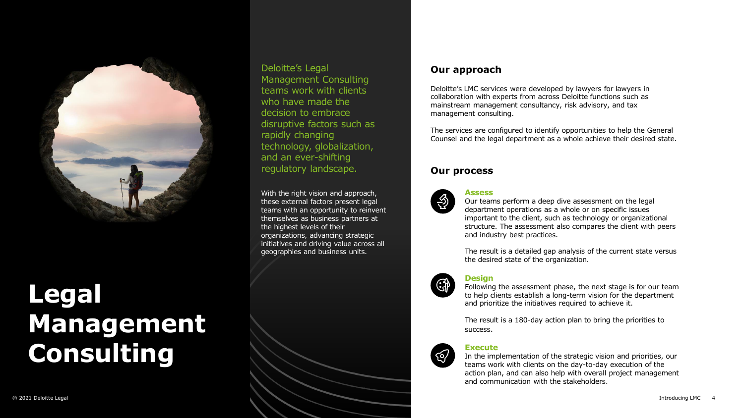# Legal Management Consulting

Deloitte's Legal Management Consulting teams work with clients who have made the decision to embrace disruptive factors such as rapidly changing technology, globalization, and an ever-shifting regulatory landscape.

With the right vision and approach, these external factors present legal teams with an opportunity to reinvent themselves as business partners at the highest levels of their organizations, advancing strategic initiatives and driving value across all geographies and business units.

## Our approach

Deloitte's LMC services were developed by lawyers for lawyers in collaboration with experts from across Deloitte functions such as mainstream management consultancy, risk advisory, and tax management consulting.

The services are configured to identify opportunities to help the General Counsel and the legal department as a whole achieve their desired state.

## Our process

### Assess

Our teams perform a deep dive assessment on the legal department operations as a whole or on specific issues important to the client, such as technology or organizational structure. The assessment also compares the client with peers and industry best practices.

The result is a detailed gap analysis of the current state versus the desired state of the organization.

### Design

Following the assessment phase, the next stage is for our team to help clients establish a long-term vision for the department and prioritize the initiatives required to achieve it.

The result is a 180-day action plan to bring the priorities to success.

### Execute

In the implementation of the strategic vision and priorities, our teams work with clients on the day-to-day execution of the action plan, and can also help with overall project management and communication with the stakeholders.

© 2021 Deloitte Legal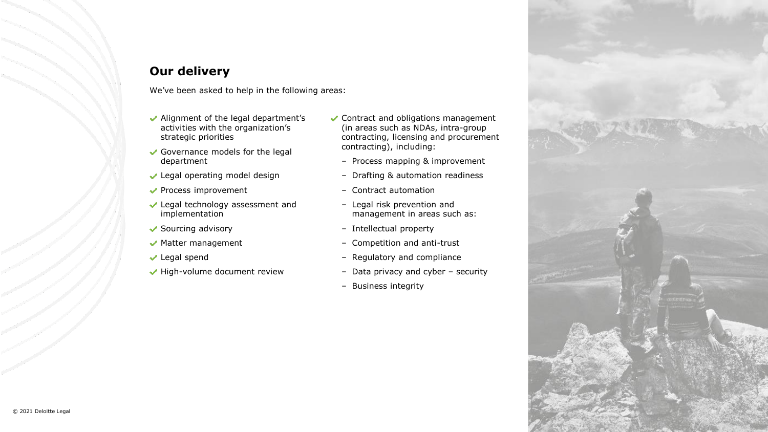## Our delivery

We've been asked to help in the following areas:

- Alignment of the legal department's activities with the organization's strategic priorities
- Governance models for the legal department
- Legal operating model design
- Process improvement
- Legal technology assessment and implementation
- Sourcing advisory
- Matter management
- Legal spend
- High-volume document review
- Contract and obligations management (in areas such as NDAs, intra-group contracting, licensing and procurement contracting), including:
  - Process mapping & improvement
  - Drafting & automation readiness
  - Contract automation
  - Legal risk prevention and management in areas such as:
  - Intellectual property
  - Competition and anti-trust
  - Regulatory and compliance
  - Data privacy and cyber – security
  - Business integrity

© 2021 Deloitte Legal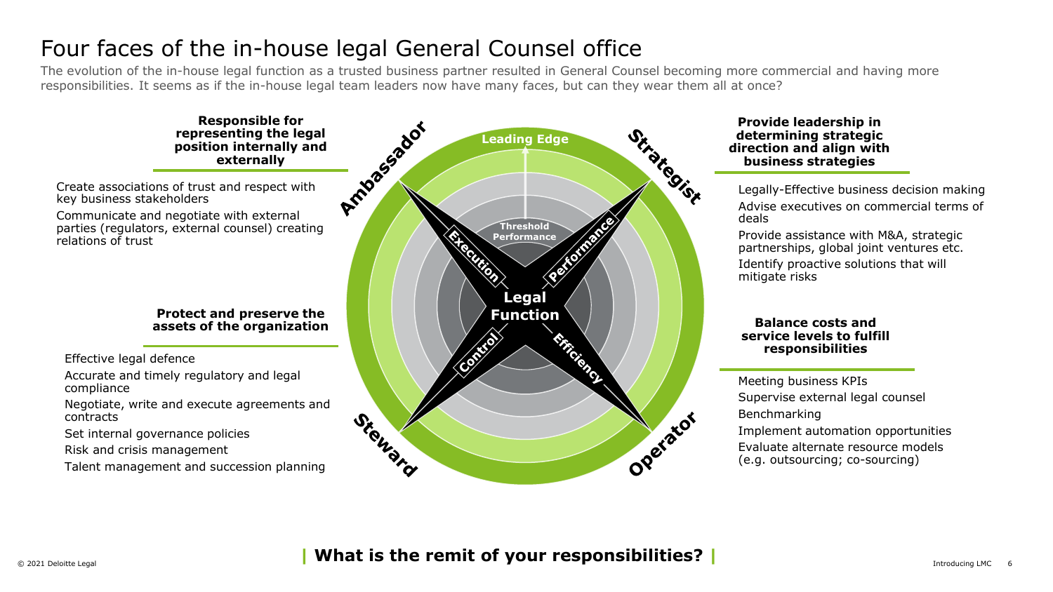# Four faces of the in-house legal General Counsel office

The evolution of the in-house legal function as a trusted business partner resulted in General Counsel becoming more commercial and having more responsibilities. It seems as if the in-house legal team leaders now have many faces, but can they wear them all at once?

## Ambassador

**Responsible for representing the legal position internally and externally**

- Create associations of trust and respect with key business stakeholders
- Communicate and negotiate with external parties (regulators, external counsel) creating relations of trust

## Strategist

**Provide leadership in determining strategic direction and align with business strategies**

- Legally-Effective business decision making
- Advise executives on commercial terms of deals
- Provide assistance with M&A, strategic partnerships, global joint ventures etc.
- Identify proactive solutions that will mitigate risks

## Steward

**Protect and preserve the assets of the organization**

- Effective legal defence
- Accurate and timely regulatory and legal compliance
- Negotiate, write and execute agreements and contracts
- Set internal governance policies
- Risk and crisis management
- Talent management and succession planning

## Operator

**Balance costs and service levels to fulfill responsibilities**

- Meeting business KPIs
- Supervise external legal counsel
- Benchmarking
- Implement automation opportunities
- Evaluate alternate resource models (e.g. outsourcing; co-sourcing)

Leading Edge

Threshold Performance

Legal Function

Execution | Performance | Control | Efficiency

**What is the remit of your responsibilities?**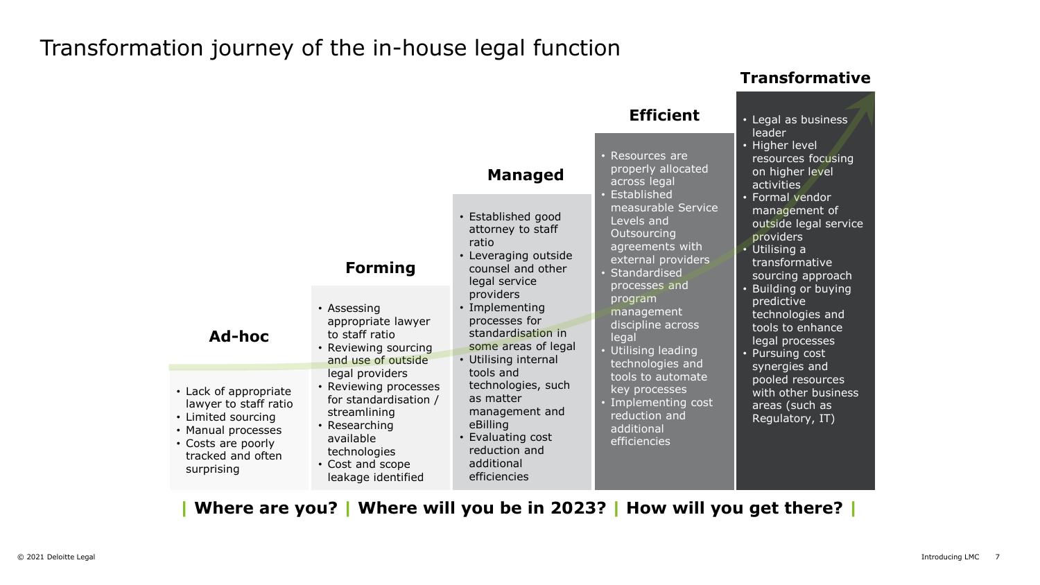# Transformation journey of the in-house legal function

## Ad-hoc

- Lack of appropriate lawyer to staff ratio
- Limited sourcing
- Manual processes
- Costs are poorly tracked and often surprising

## Forming

- Assessing appropriate lawyer to staff ratio
- Reviewing sourcing and use of outside legal providers
- Reviewing processes for standardisation / streamlining
- Researching available technologies
- Cost and scope leakage identified

## Managed

- Established good attorney to staff ratio
- Leveraging outside counsel and other legal service providers
- Implementing processes for standardisation in some areas of legal
- Utilising internal tools and technologies, such as matter management and eBilling
- Evaluating cost reduction and additional efficiencies

## Efficient

- Resources are properly allocated across legal
- Established measurable Service Levels and Outsourcing agreements with external providers
- Standardised processes and program management discipline across legal
- Utilising leading technologies and tools to automate key processes
- Implementing cost reduction and additional efficiencies

## Transformative

- Legal as business leader
- Higher level resources focusing on higher level activities
- Formal vendor management of outside legal service providers
- Utilising a transformative sourcing approach
- Building or buying predictive technologies and tools to enhance legal processes
- Pursuing cost synergies and pooled resources with other business areas (such as Regulatory, IT)

**| Where are you? | Where will you be in 2023? | How will you get there? |**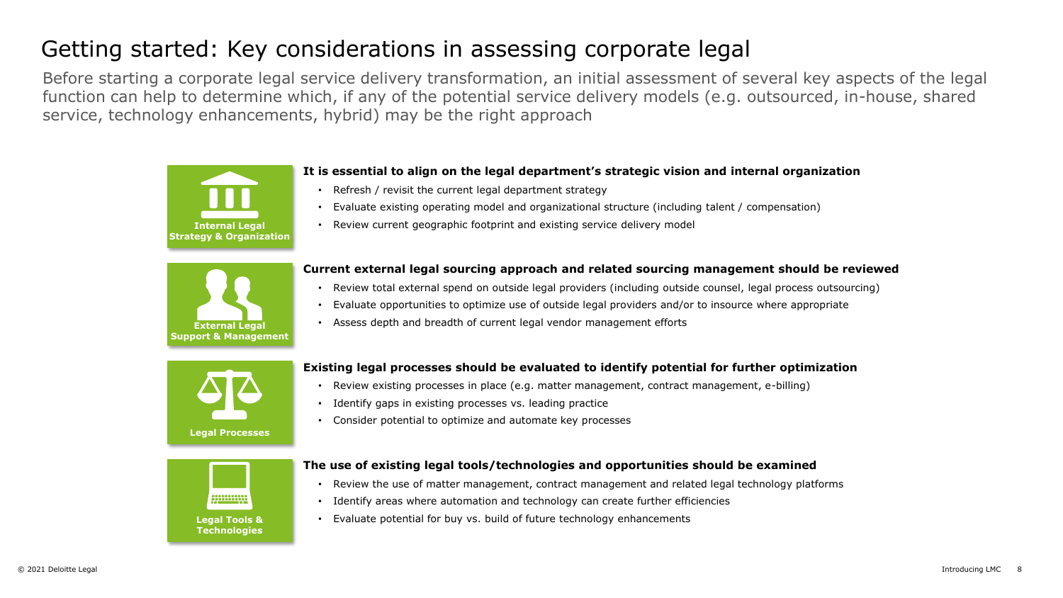# Getting started: Key considerations in assessing corporate legal

Before starting a corporate legal service delivery transformation, an initial assessment of several key aspects of the legal function can help to determine which, if any of the potential service delivery models (e.g. outsourced, in-house, shared service, technology enhancements, hybrid) may be the right approach

### Internal Legal Strategy & Organization

**It is essential to align on the legal department's strategic vision and internal organization**

- Refresh / revisit the current legal department strategy
- Evaluate existing operating model and organizational structure (including talent / compensation)
- Review current geographic footprint and existing service delivery model

### External Legal Support & Management

**Current external legal sourcing approach and related sourcing management should be reviewed**

- Review total external spend on outside legal providers (including outside counsel, legal process outsourcing)
- Evaluate opportunities to optimize use of outside legal providers and/or to insource where appropriate
- Assess depth and breadth of current legal vendor management efforts

### Legal Processes

**Existing legal processes should be evaluated to identify potential for further optimization**

- Review existing processes in place (e.g. matter management, contract management, e-billing)
- Identify gaps in existing processes vs. leading practice
- Consider potential to optimize and automate key processes

### Legal Tools & Technologies

**The use of existing legal tools/technologies and opportunities should be examined**

- Review the use of matter management, contract management and related legal technology platforms
- Identify areas where automation and technology can create further efficiencies
- Evaluate potential for buy vs. build of future technology enhancements

© 2021 Deloitte Legal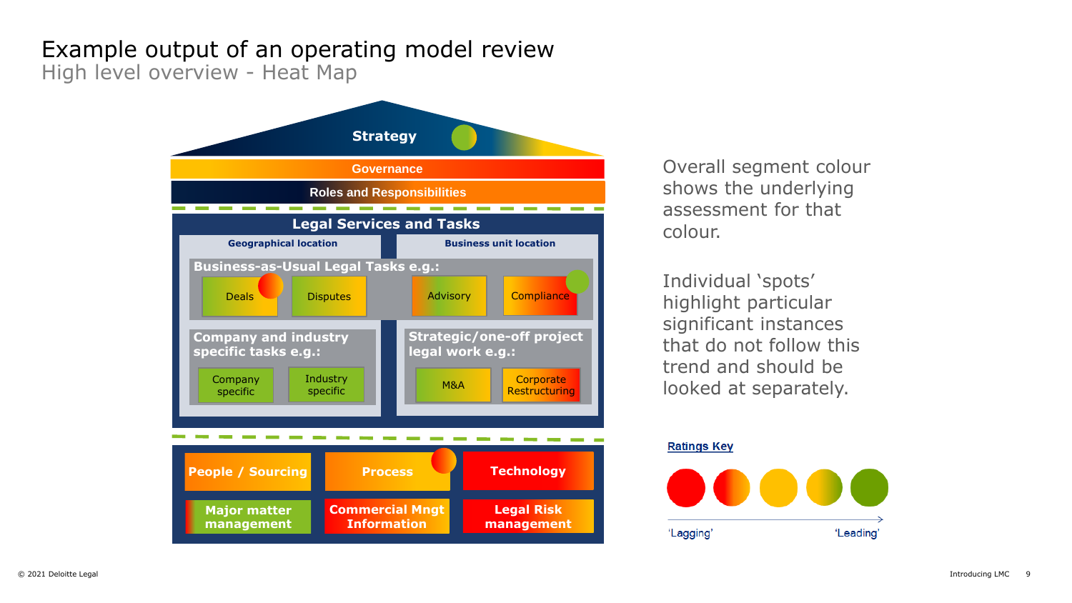# Example output of an operating model review

## High level overview - Heat Map

**Strategy**

**Governance**

**Roles and Responsibilities**

**Legal Services and Tasks**

**Geographical location**

**Business unit location**

**Business-as-Usual Legal Tasks e.g.:**

- Deals
- Disputes
- Advisory
- Compliance

**Company and industry specific tasks e.g.:**

- Company specific
- Industry specific

**Strategic/one-off project legal work e.g.:**

- M&A
- Corporate Restructuring

**People / Sourcing** | **Process** | **Technology**

**Major matter management** | **Commercial Mngt Information** | **Legal Risk management**

Overall segment colour shows the underlying assessment for that colour.

Individual 'spots' highlight particular significant instances that do not follow this trend and should be looked at separately.

**Ratings Key**

'Lagging' → 'Leading'

© 2021 Deloitte Legal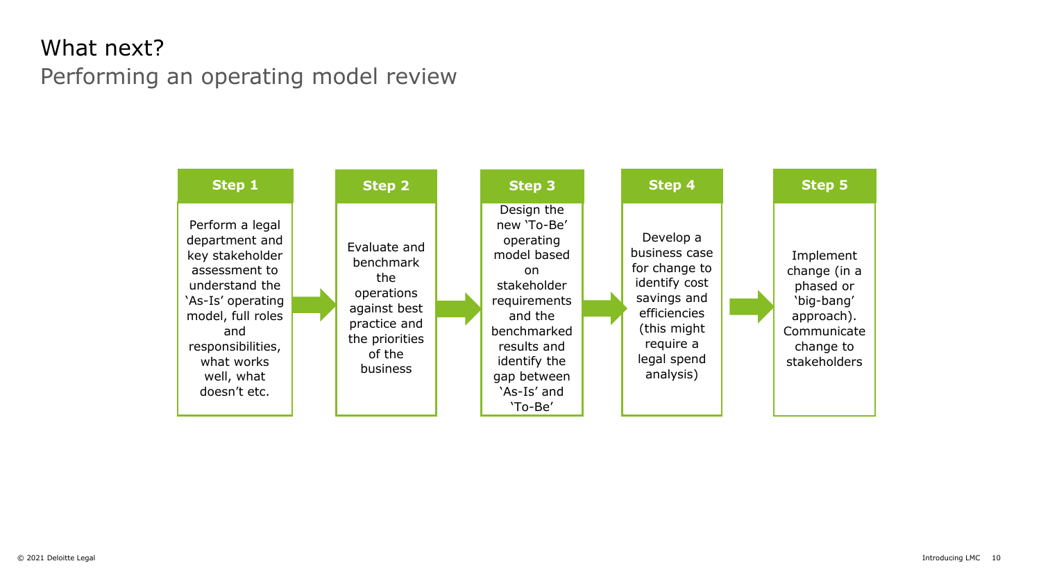# What next?

## Performing an operating model review

**Step 1**

Perform a legal department and key stakeholder assessment to understand the 'As-Is' operating model, full roles and responsibilities, what works well, what doesn't etc.

**Step 2**

Evaluate and benchmark the operations against best practice and the priorities of the business

**Step 3**

Design the new 'To-Be' operating model based on stakeholder requirements and the benchmarked results and identify the gap between 'As-Is' and 'To-Be'

**Step 4**

Develop a business case for change to identify cost savings and efficiencies (this might require a legal spend analysis)

**Step 5**

Implement change (in a phased or 'big-bang' approach). Communicate change to stakeholders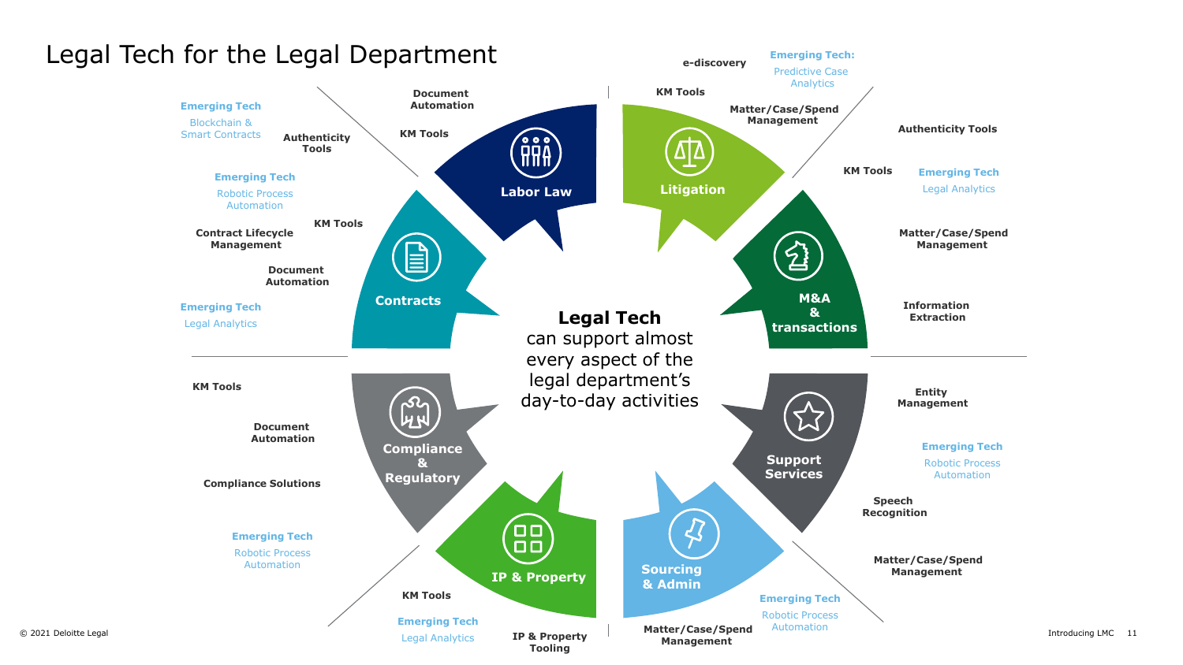# Legal Tech for the Legal Department

**Legal Tech** can support almost every aspect of the legal department's day-to-day activities

## Labor Law

- **Document Automation**
- **KM Tools**
- **Authenticity Tools**
- Emerging Tech: Blockchain & Smart Contracts

## Litigation

- **e-discovery**
- Emerging Tech: Predictive Case Analytics
- **KM Tools**
- **Matter/Case/Spend Management**

## M&A & transactions

- **Authenticity Tools**
- **KM Tools**
- Emerging Tech: Legal Analytics
- **Matter/Case/Spend Management**
- **Information Extraction**

## Support Services

- **Entity Management**
- Emerging Tech: Robotic Process Automation
- **Speech Recognition**
- **Matter/Case/Spend Management**

## Sourcing & Admin

- Emerging Tech: Robotic Process Automation
- **Matter/Case/Spend Management**

## IP & Property

- **KM Tools**
- Emerging Tech: Legal Analytics
- **IP & Property Tooling**

## Compliance & Regulatory

- **KM Tools**
- **Document Automation**
- **Compliance Solutions**
- Emerging Tech: Robotic Process Automation

## Contracts

- Emerging Tech: Robotic Process Automation
- **KM Tools**
- **Contract Lifecycle Management**
- **Document Automation**
- Emerging Tech: Legal Analytics

© 2021 Deloitte Legal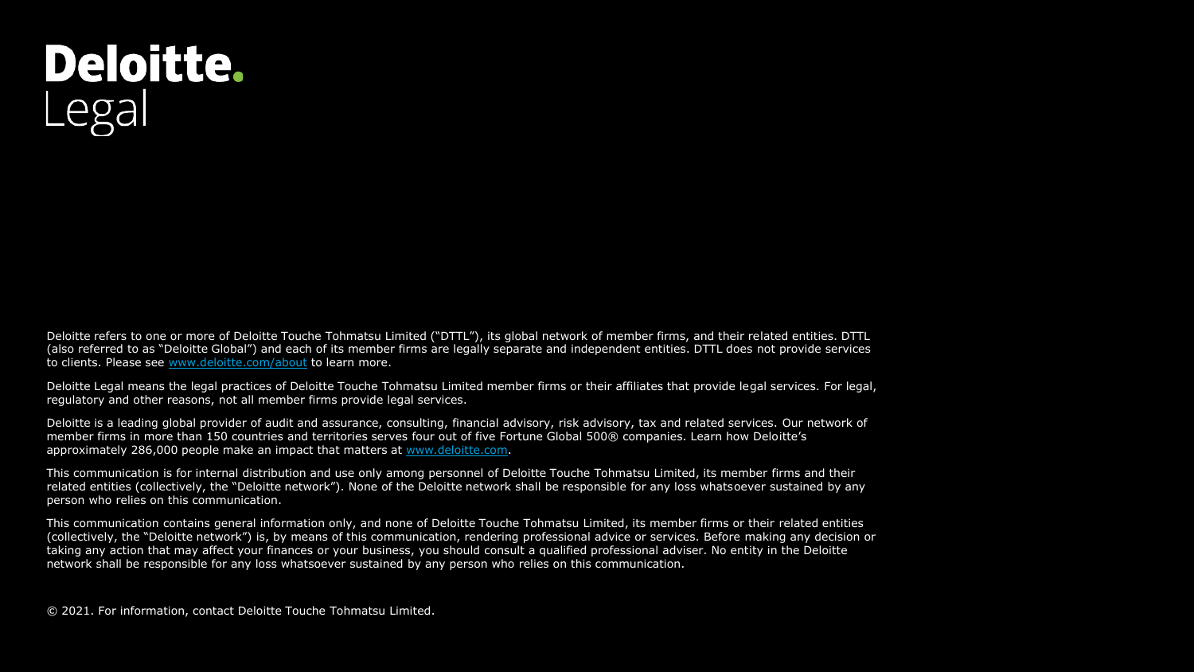# Deloitte.
Legal

Deloitte refers to one or more of Deloitte Touche Tohmatsu Limited ("DTTL"), its global network of member firms, and their related entities. DTTL (also referred to as "Deloitte Global") and each of its member firms are legally separate and independent entities. DTTL does not provide services to clients. Please see www.deloitte.com/about to learn more.

Deloitte Legal means the legal practices of Deloitte Touche Tohmatsu Limited member firms or their affiliates that provide legal services. For legal, regulatory and other reasons, not all member firms provide legal services.

Deloitte is a leading global provider of audit and assurance, consulting, financial advisory, risk advisory, tax and related services. Our network of member firms in more than 150 countries and territories serves four out of five Fortune Global 500® companies. Learn how Deloitte's approximately 286,000 people make an impact that matters at www.deloitte.com.

This communication is for internal distribution and use only among personnel of Deloitte Touche Tohmatsu Limited, its member firms and their related entities (collectively, the "Deloitte network"). None of the Deloitte network shall be responsible for any loss whatsoever sustained by any person who relies on this communication.

This communication contains general information only, and none of Deloitte Touche Tohmatsu Limited, its member firms or their related entities (collectively, the "Deloitte network") is, by means of this communication, rendering professional advice or services. Before making any decision or taking any action that may affect your finances or your business, you should consult a qualified professional adviser. No entity in the Deloitte network shall be responsible for any loss whatsoever sustained by any person who relies on this communication.

© 2021. For information, contact Deloitte Touche Tohmatsu Limited.